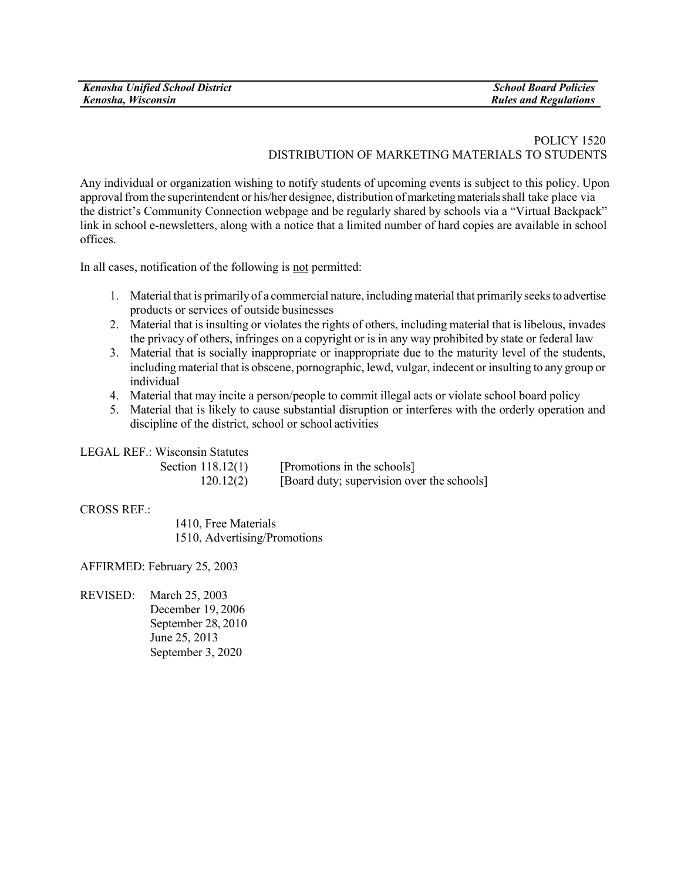# POLICY 1520
## DISTRIBUTION OF MARKETING MATERIALS TO STUDENTS

Any individual or organization wishing to notify students of upcoming events is subject to this policy. Upon approval from the superintendent or his/her designee, distribution of marketing materials shall take place via the district's Community Connection webpage and be regularly shared by schools via a "Virtual Backpack" link in school e-newsletters, along with a notice that a limited number of hard copies are available in school offices.

In all cases, notification of the following is <u>not</u> permitted:

1. Material that is primarily of a commercial nature, including material that primarily seeks to advertise products or services of outside businesses
2. Material that is insulting or violates the rights of others, including material that is libelous, invades the privacy of others, infringes on a copyright or is in any way prohibited by state or federal law
3. Material that is socially inappropriate or inappropriate due to the maturity level of the students, including material that is obscene, pornographic, lewd, vulgar, indecent or insulting to any group or individual
4. Material that may incite a person/people to commit illegal acts or violate school board policy
5. Material that is likely to cause substantial disruption or interferes with the orderly operation and discipline of the district, school or school activities

LEGAL REF.: Wisconsin Statutes

| | |
|---|---|
| Section 118.12(1) | [Promotions in the schools] |
| 120.12(2) | [Board duty; supervision over the schools] |

CROSS REF.:

1410, Free Materials
1510, Advertising/Promotions

AFFIRMED: February 25, 2003

REVISED:
March 25, 2003
December 19, 2006
September 28, 2010
June 25, 2013
September 3, 2020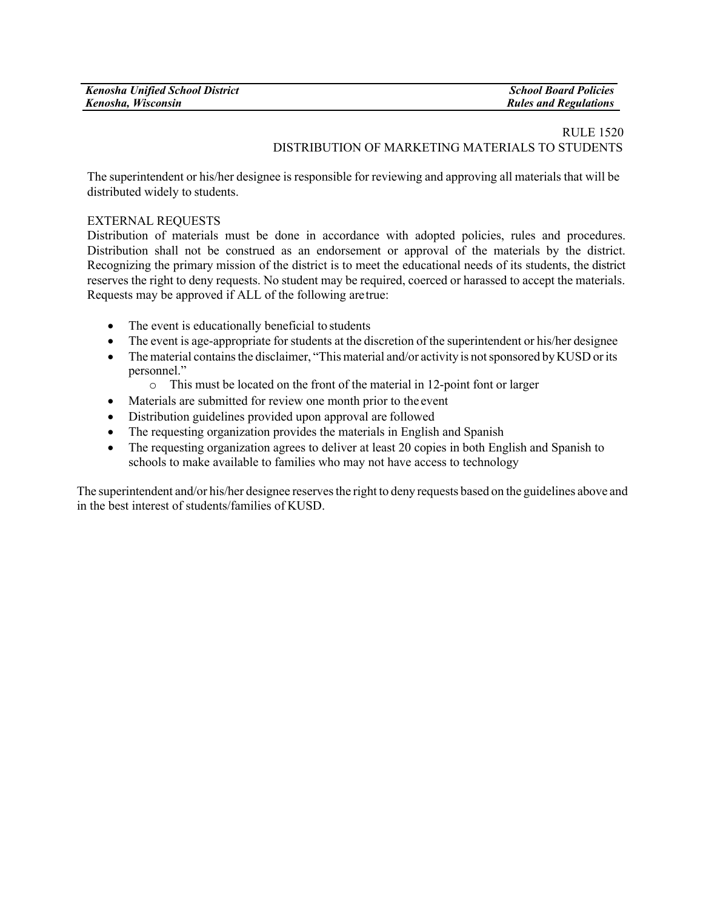RULE 1520
DISTRIBUTION OF MARKETING MATERIALS TO STUDENTS

The superintendent or his/her designee is responsible for reviewing and approving all materials that will be distributed widely to students.

EXTERNAL REQUESTS

Distribution of materials must be done in accordance with adopted policies, rules and procedures. Distribution shall not be construed as an endorsement or approval of the materials by the district. Recognizing the primary mission of the district is to meet the educational needs of its students, the district reserves the right to deny requests. No student may be required, coerced or harassed to accept the materials. Requests may be approved if ALL of the following are true:

- The event is educationally beneficial to students
- The event is age-appropriate for students at the discretion of the superintendent or his/her designee
- The material contains the disclaimer, "This material and/or activity is not sponsored by KUSD or its personnel."
    - This must be located on the front of the material in 12-point font or larger
- Materials are submitted for review one month prior to the event
- Distribution guidelines provided upon approval are followed
- The requesting organization provides the materials in English and Spanish
- The requesting organization agrees to deliver at least 20 copies in both English and Spanish to schools to make available to families who may not have access to technology

The superintendent and/or his/her designee reserves the right to deny requests based on the guidelines above and in the best interest of students/families of KUSD.